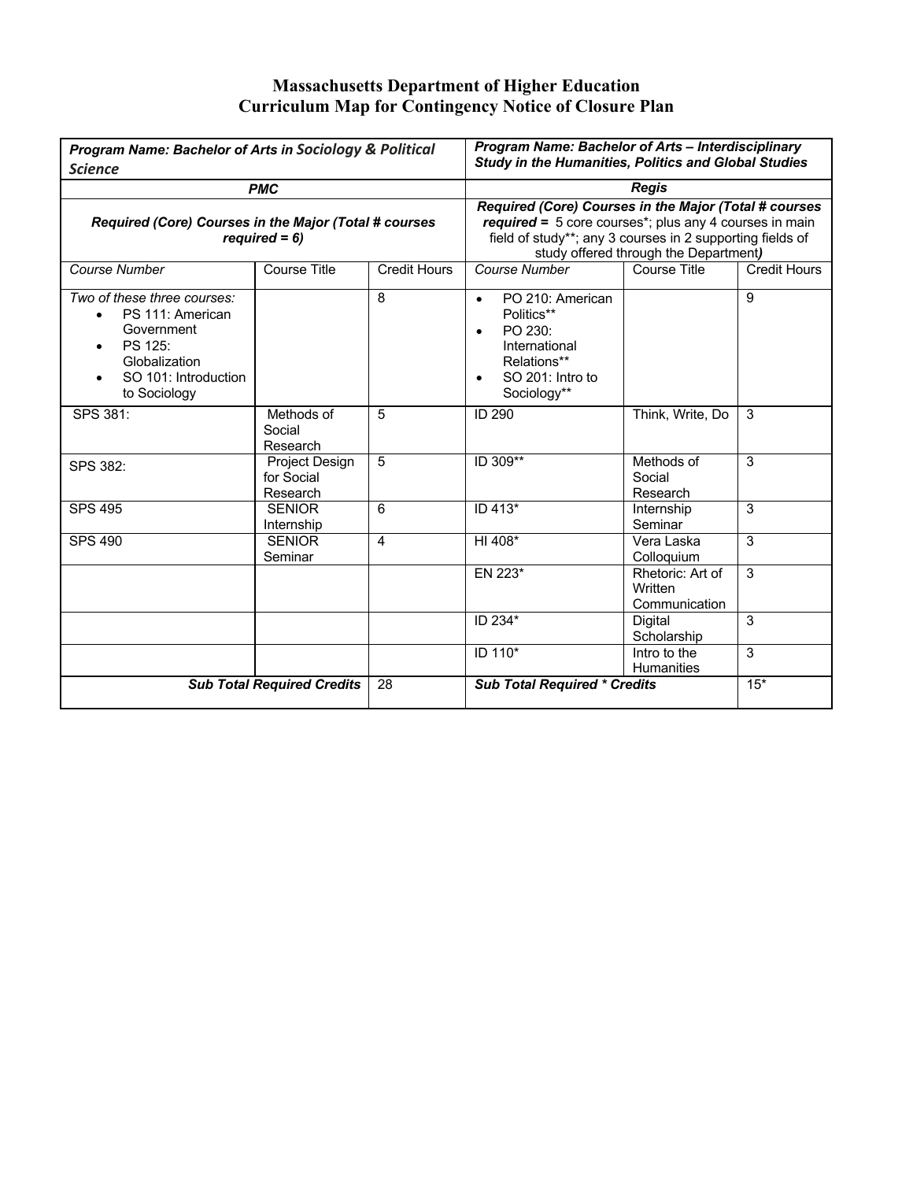# Massachusetts Department of Higher Education
# Curriculum Map for Contingency Notice of Closure Plan

| *Program Name: Bachelor of Arts in Sociology & Political Science* | | | *Program Name: Bachelor of Arts – Interdisciplinary Study in the Humanities, Politics and Global Studies* | | |
|---|---|---|---|---|---|
| ***PMC*** | | | ***Regis*** | | |
| ***Required (Core) Courses in the Major (Total # courses required = 6)*** | | | ***Required (Core) Courses in the Major (Total # courses required =** 5 core courses*; plus any 4 courses in main field of study**; any 3 courses in 2 supporting fields of study offered through the Department**)*** | | |
| *Course Number* | Course Title | Credit Hours | *Course Number* | Course Title | Credit Hours |
| *Two of these three courses:* <br>• PS 111: American Government <br>• PS 125: Globalization <br>• SO 101: Introduction to Sociology | | 8 | • PO 210: American Politics** <br>• PO 230: International Relations** <br>• SO 201: Intro to Sociology** | | 9 |
| SPS 381: | Methods of Social Research | 5 | ID 290 | Think, Write, Do | 3 |
| SPS 382: | Project Design for Social Research | 5 | ID 309** | Methods of Social Research | 3 |
| SPS 495 | SENIOR Internship | 6 | ID 413* | Internship Seminar | 3 |
| SPS 490 | SENIOR Seminar | 4 | HI 408* | Vera Laska Colloquium | 3 |
| | | | EN 223* | Rhetoric: Art of Written Communication | 3 |
| | | | ID 234* | Digital Scholarship | 3 |
| | | | ID 110* | Intro to the Humanities | 3 |
| | ***Sub Total Required Credits*** | 28 | ***Sub Total Required * Credits*** | | 15* |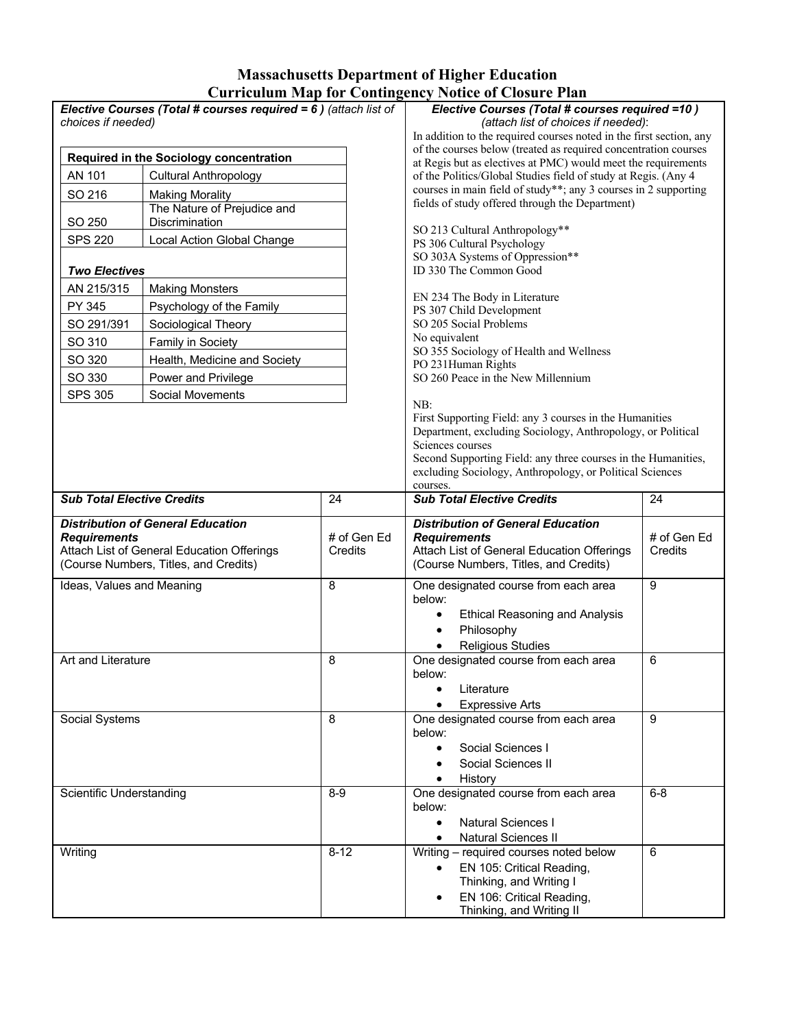# Massachusetts Department of Higher Education
## Curriculum Map for Contingency Notice of Closure Plan

| ***Elective Courses (Total # courses required = 6 )*** *(attach list of choices if needed)* | | ***Elective Courses (Total # courses required =10 )*** *(attach list of choices if needed)*: | |
|---|---|---|---|
| **Required in the Sociology concentration**<br>AN 101 — Cultural Anthropology<br>SO 216 — Making Morality<br>SO 250 — The Nature of Prejudice and Discrimination<br>SPS 220 — Local Action Global Change<br><br>***Two Electives***<br>AN 215/315 — Making Monsters<br>PY 345 — Psychology of the Family<br>SO 291/391 — Sociological Theory<br>SO 310 — Family in Society<br>SO 320 — Health, Medicine and Society<br>SO 330 — Power and Privilege<br>SPS 305 — Social Movements | | In addition to the required courses noted in the first section, any of the courses below (treated as required concentration courses at Regis but as electives at PMC) would meet the requirements of the Politics/Global Studies field of study at Regis. (Any 4 courses in main field of study**; any 3 courses in 2 supporting fields of study offered through the Department)<br><br>SO 213 Cultural Anthropology**<br>PS 306 Cultural Psychology<br>SO 303A Systems of Oppression**<br>ID 330 The Common Good<br><br>EN 234 The Body in Literature<br>PS 307 Child Development<br>SO 205 Social Problems<br>No equivalent<br>SO 355 Sociology of Health and Wellness<br>PO 231Human Rights<br>SO 260 Peace in the New Millennium<br><br>NB:<br>First Supporting Field: any 3 courses in the Humanities Department, excluding Sociology, Anthropology, or Political Sciences courses<br>Second Supporting Field: any three courses in the Humanities, excluding Sociology, Anthropology, or Political Sciences courses. | |
| ***Sub Total Elective Credits*** | 24 | ***Sub Total Elective Credits*** | 24 |
| ***Distribution of General Education Requirements***<br>Attach List of General Education Offerings (Course Numbers, Titles, and Credits) | # of Gen Ed Credits | ***Distribution of General Education Requirements***<br>Attach List of General Education Offerings (Course Numbers, Titles, and Credits) | # of Gen Ed Credits |
| Ideas, Values and Meaning | 8 | One designated course from each area below:<br>• Ethical Reasoning and Analysis<br>• Philosophy<br>• Religious Studies | 9 |
| Art and Literature | 8 | One designated course from each area below:<br>• Literature<br>• Expressive Arts | 6 |
| Social Systems | 8 | One designated course from each area below:<br>• Social Sciences I<br>• Social Sciences II<br>• History | 9 |
| Scientific Understanding | 8-9 | One designated course from each area below:<br>• Natural Sciences I<br>• Natural Sciences II | 6-8 |
| Writing | 8-12 | Writing – required courses noted below<br>• EN 105: Critical Reading, Thinking, and Writing I<br>• EN 106: Critical Reading, Thinking, and Writing II | 6 |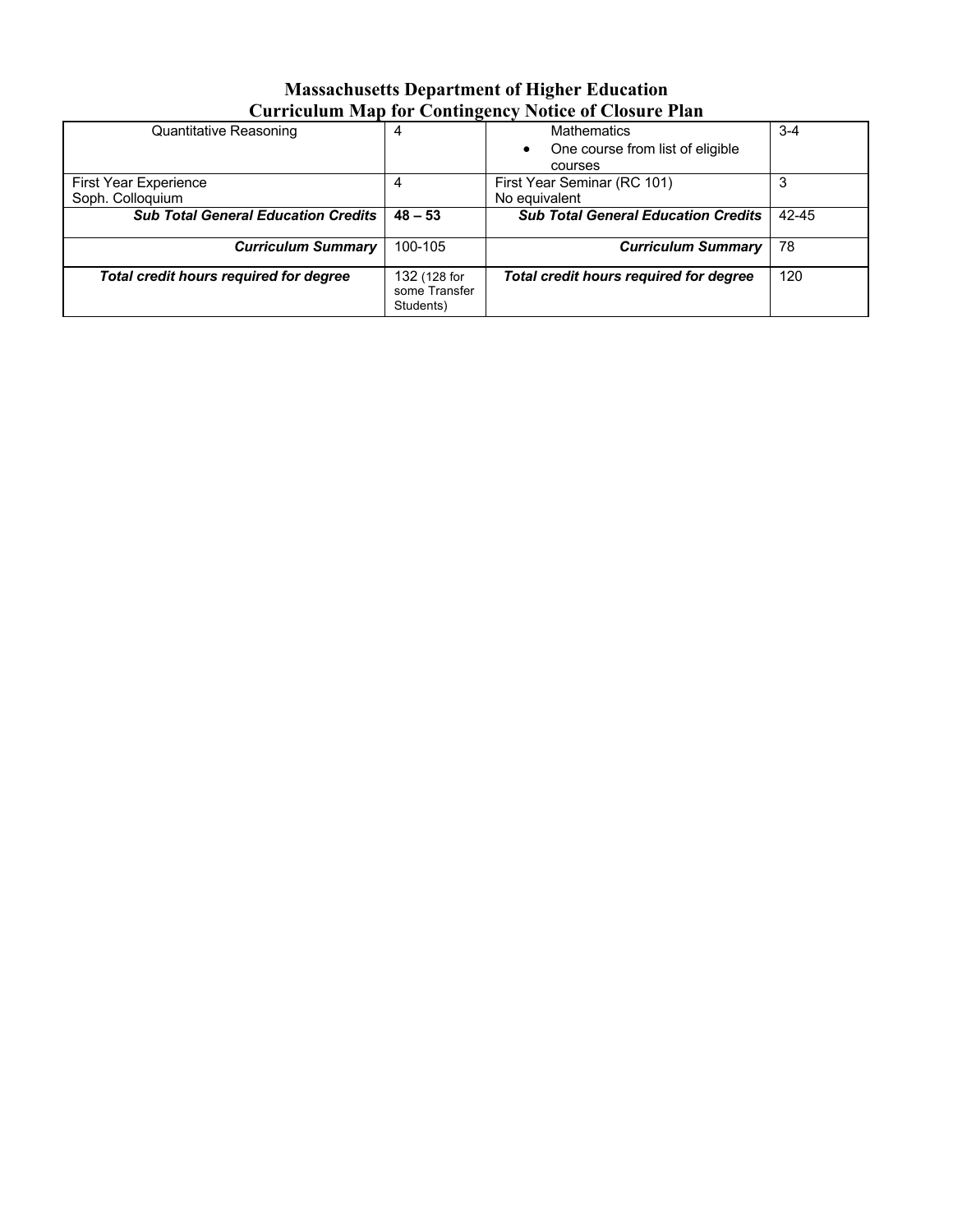**Massachusetts Department of Higher Education**
**Curriculum Map for Contingency Notice of Closure Plan**

| | | | |
|---|---|---|---|
| Quantitative Reasoning | 4 | Mathematics<br>• One course from list of eligible courses | 3-4 |
| First Year Experience<br>Soph. Colloquium | 4 | First Year Seminar (RC 101)<br>No equivalent | 3 |
| ***Sub Total General Education Credits*** | **48 – 53** | ***Sub Total General Education Credits*** | 42-45 |
| ***Curriculum Summary*** | 100-105 | ***Curriculum Summary*** | 78 |
| ***Total credit hours required for degree*** | 132 (128 for some Transfer Students) | ***Total credit hours required for degree*** | 120 |